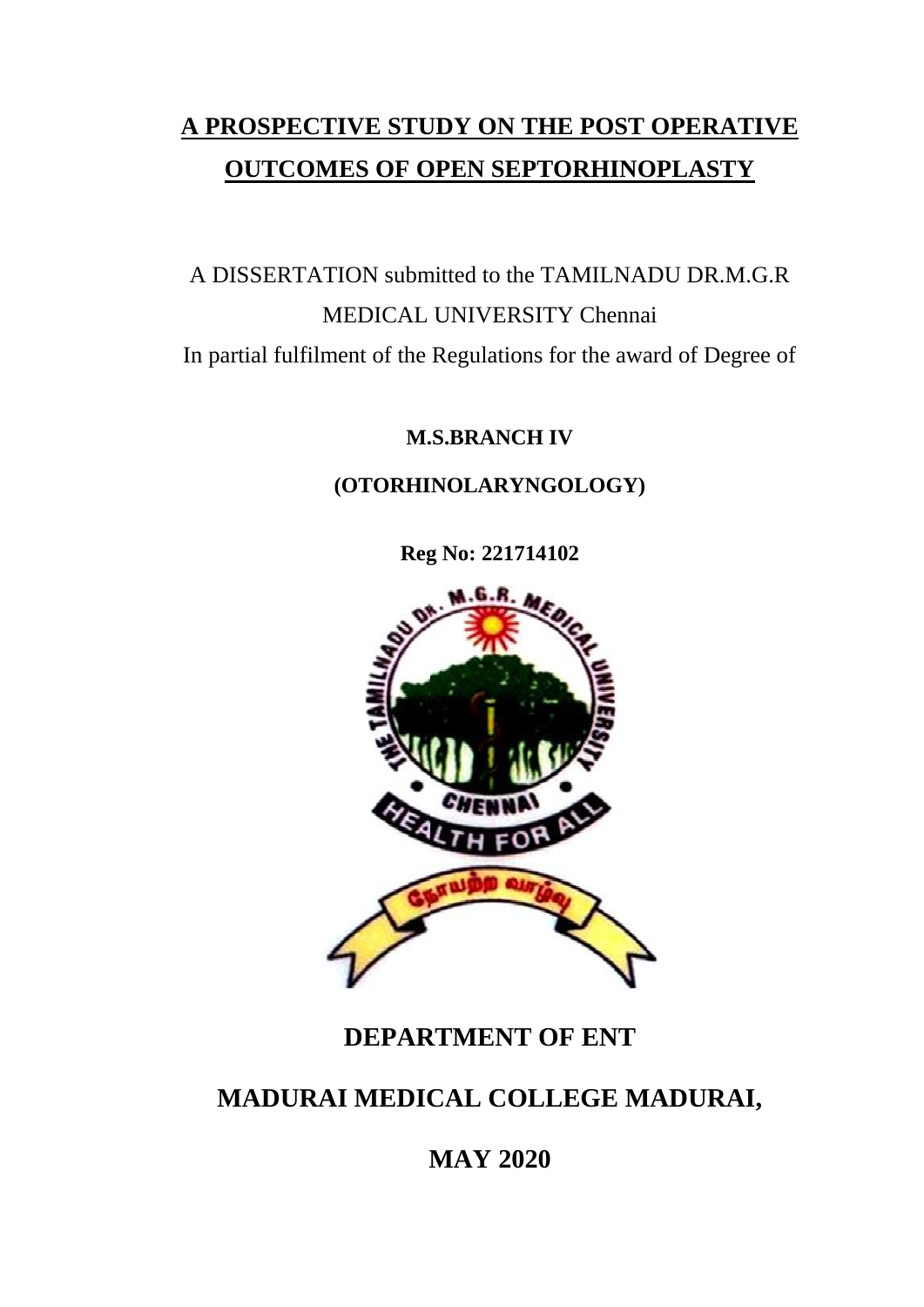# A PROSPECTIVE STUDY ON THE POST OPERATIVE OUTCOMES OF OPEN SEPTORHINOPLASTY

A DISSERTATION submitted to the TAMILNADU DR.M.G.R MEDICAL UNIVERSITY Chennai

In partial fulfilment of the Regulations for the award of Degree of

**M.S.BRANCH IV**

**(OTORHINOLARYNGOLOGY)**

**Reg No: 221714102**

## DEPARTMENT OF ENT

## MADURAI MEDICAL COLLEGE MADURAI,

## MAY 2020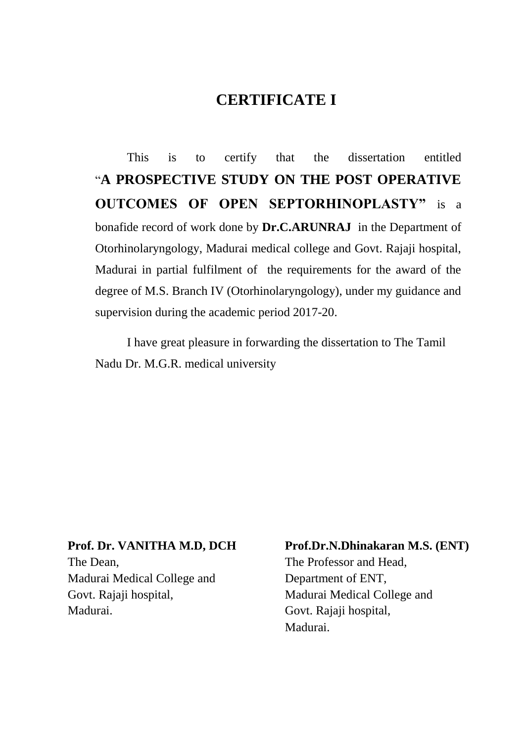# CERTIFICATE I

This is to certify that the dissertation entitled "**A PROSPECTIVE STUDY ON THE POST OPERATIVE OUTCOMES OF OPEN SEPTORHINOPLASTY"** is a bonafide record of work done by **Dr.C.ARUNRAJ** in the Department of Otorhinolaryngology, Madurai medical college and Govt. Rajaji hospital, Madurai in partial fulfilment of the requirements for the award of the degree of M.S. Branch IV (Otorhinolaryngology), under my guidance and supervision during the academic period 2017-20.

I have great pleasure in forwarding the dissertation to The Tamil Nadu Dr. M.G.R. medical university

**Prof. Dr. VANITHA M.D, DCH**
The Dean,
Madurai Medical College and
Govt. Rajaji hospital,
Madurai.

**Prof.Dr.N.Dhinakaran M.S. (ENT)**
The Professor and Head,
Department of ENT,
Madurai Medical College and
Govt. Rajaji hospital,
Madurai.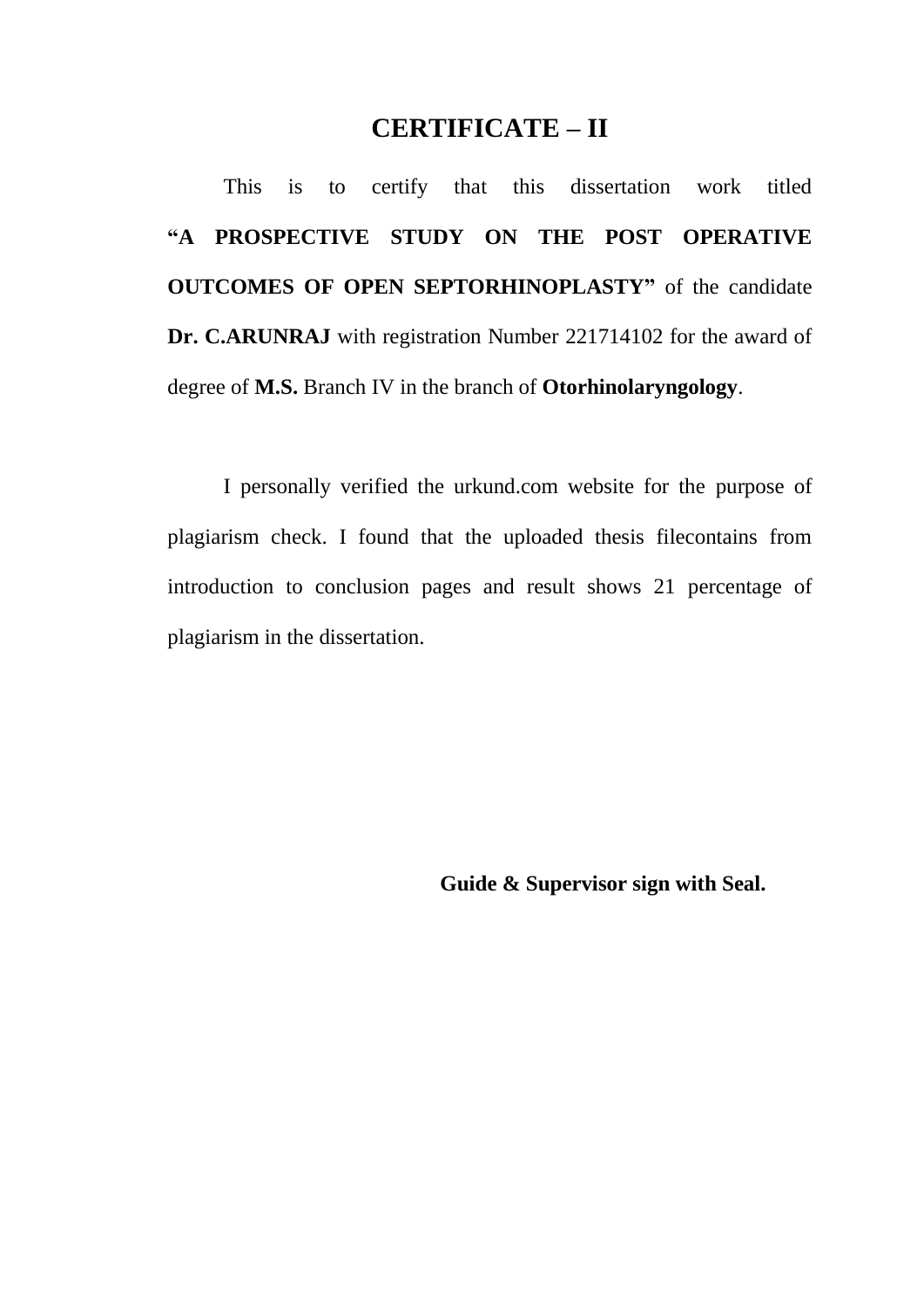# CERTIFICATE – II

This is to certify that this dissertation work titled **"A PROSPECTIVE STUDY ON THE POST OPERATIVE OUTCOMES OF OPEN SEPTORHINOPLASTY"** of the candidate **Dr. C.ARUNRAJ** with registration Number 221714102 for the award of degree of **M.S.** Branch IV in the branch of **Otorhinolaryngology**.

I personally verified the urkund.com website for the purpose of plagiarism check. I found that the uploaded thesis filecontains from introduction to conclusion pages and result shows 21 percentage of plagiarism in the dissertation.

**Guide & Supervisor sign with Seal.**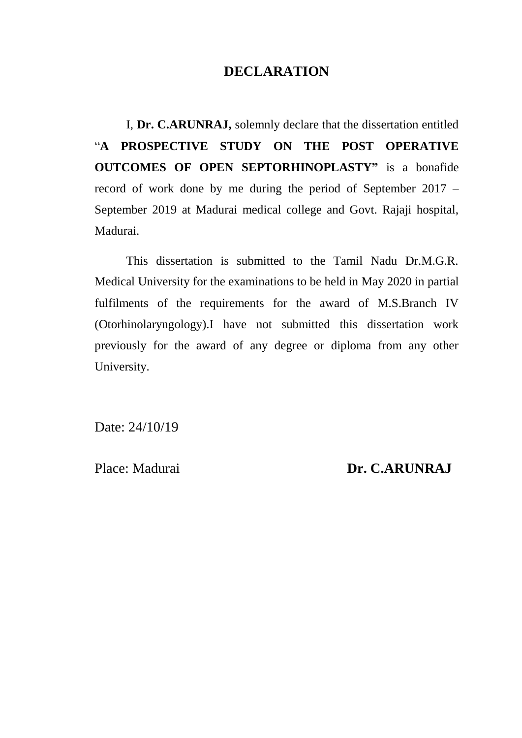# DECLARATION

I, **Dr. C.ARUNRAJ,** solemnly declare that the dissertation entitled "**A PROSPECTIVE STUDY ON THE POST OPERATIVE OUTCOMES OF OPEN SEPTORHINOPLASTY"** is a bonafide record of work done by me during the period of September 2017 – September 2019 at Madurai medical college and Govt. Rajaji hospital, Madurai.

This dissertation is submitted to the Tamil Nadu Dr.M.G.R. Medical University for the examinations to be held in May 2020 in partial fulfilments of the requirements for the award of M.S.Branch IV (Otorhinolaryngology).I have not submitted this dissertation work previously for the award of any degree or diploma from any other University.

Date: 24/10/19

Place: Madurai **Dr. C.ARUNRAJ**